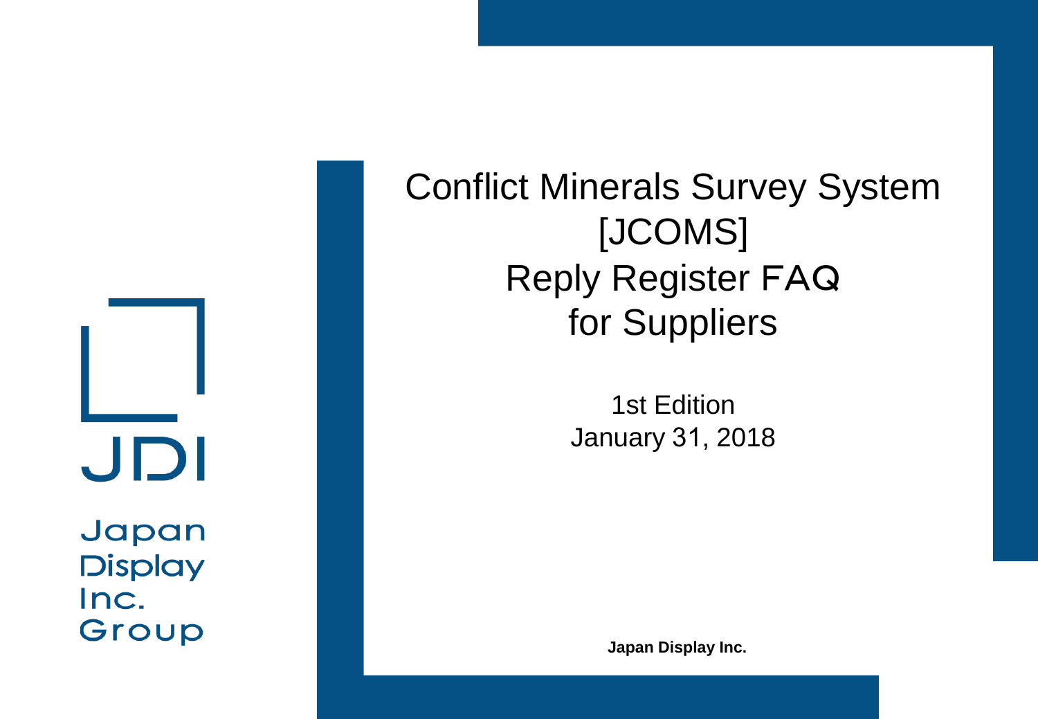JDI

Japan Display Inc. Group

# Conflict Minerals Survey System [JCOMS] Reply Register FAQ for Suppliers

1st Edition
January 31, 2018

**Japan Display Inc.**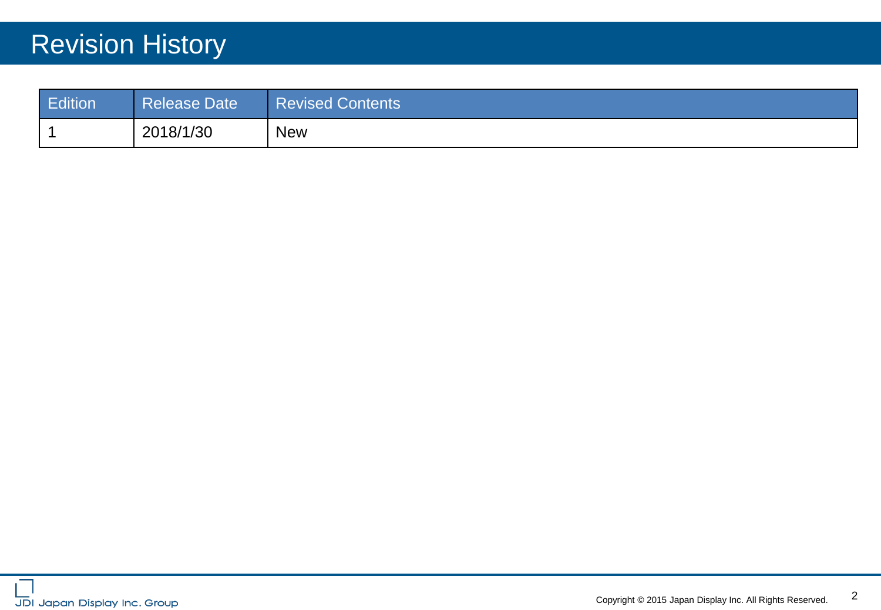# Revision History

| Edition | Release Date | Revised Contents |
|---|---|---|
| 1 | 2018/1/30 | New |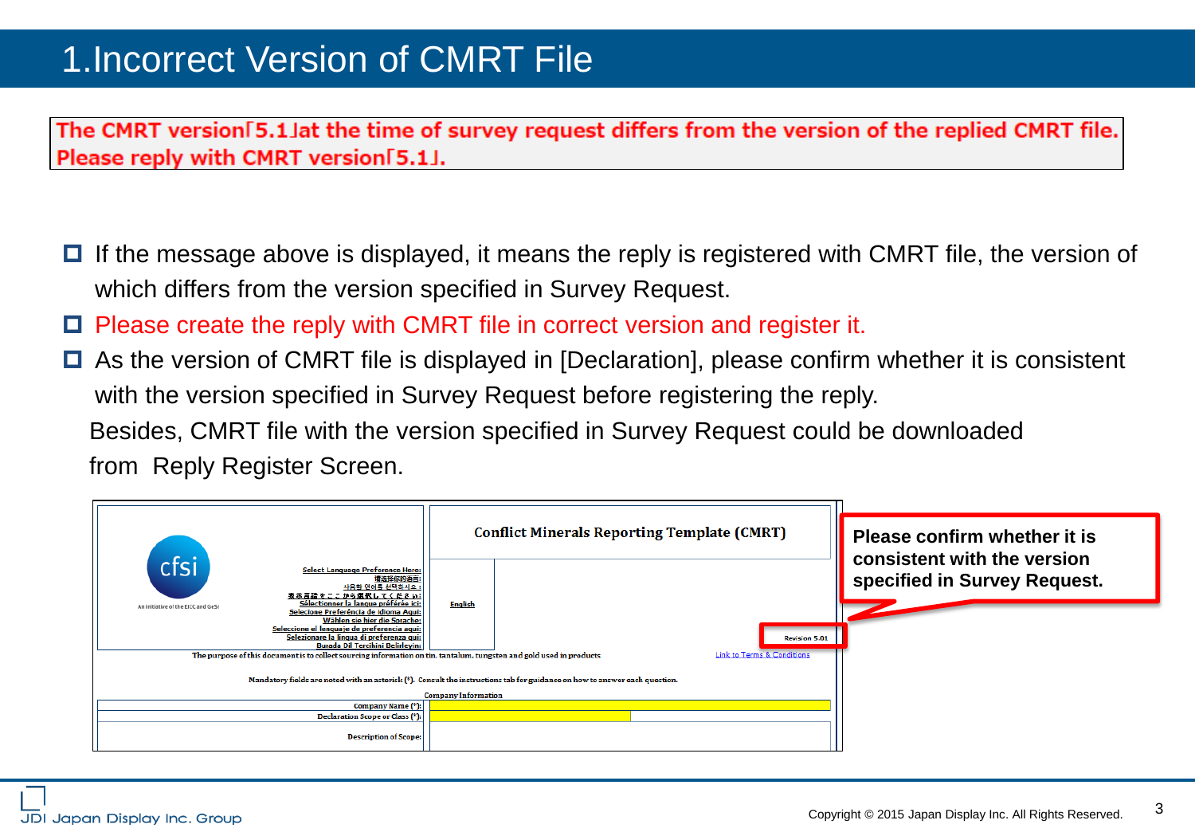# 1.Incorrect Version of CMRT File

**The CMRT version「5.1」at the time of survey request differs from the version of the replied CMRT file. Please reply with CMRT version「5.1」.**

- If the message above is displayed, it means the reply is registered with CMRT file, the version of which differs from the version specified in Survey Request.
- Please create the reply with CMRT file in correct version and register it.
- As the version of CMRT file is displayed in [Declaration], please confirm whether it is consistent with the version specified in Survey Request before registering the reply.

Besides, CMRT file with the version specified in Survey Request could be downloaded from Reply Register Screen.

cfsi

An Initiative of the EICC and GeSI

Conflict Minerals Reporting Template (CMRT)

Select Language Preference Here:
请选择你的语言:
사용할 언어를 선택하시오 :
表示言語をここから選択してください:
Sélectionner la langue préférée ici:
Selecione Preferência de idioma Aqui:
Wählen sie hier die Sprache:
Seleccione el lenguaje de preferencia aqui:
Selezionare la lingua di preferenza qui:
Burada Dil Tercihini Belirleyin:

English

Revision 5.01

The purpose of this document is to collect sourcing information on tin, tantalum, tungsten and gold used in products

Link to Terms & Conditions

Mandatory fields are noted with an asterisk (*). Consult the instructions tab for guidance on how to answer each question.

Company Information

Company Name (*):

Declaration Scope or Class (*):

Description of Scope:

**Please confirm whether it is consistent with the version specified in Survey Request.**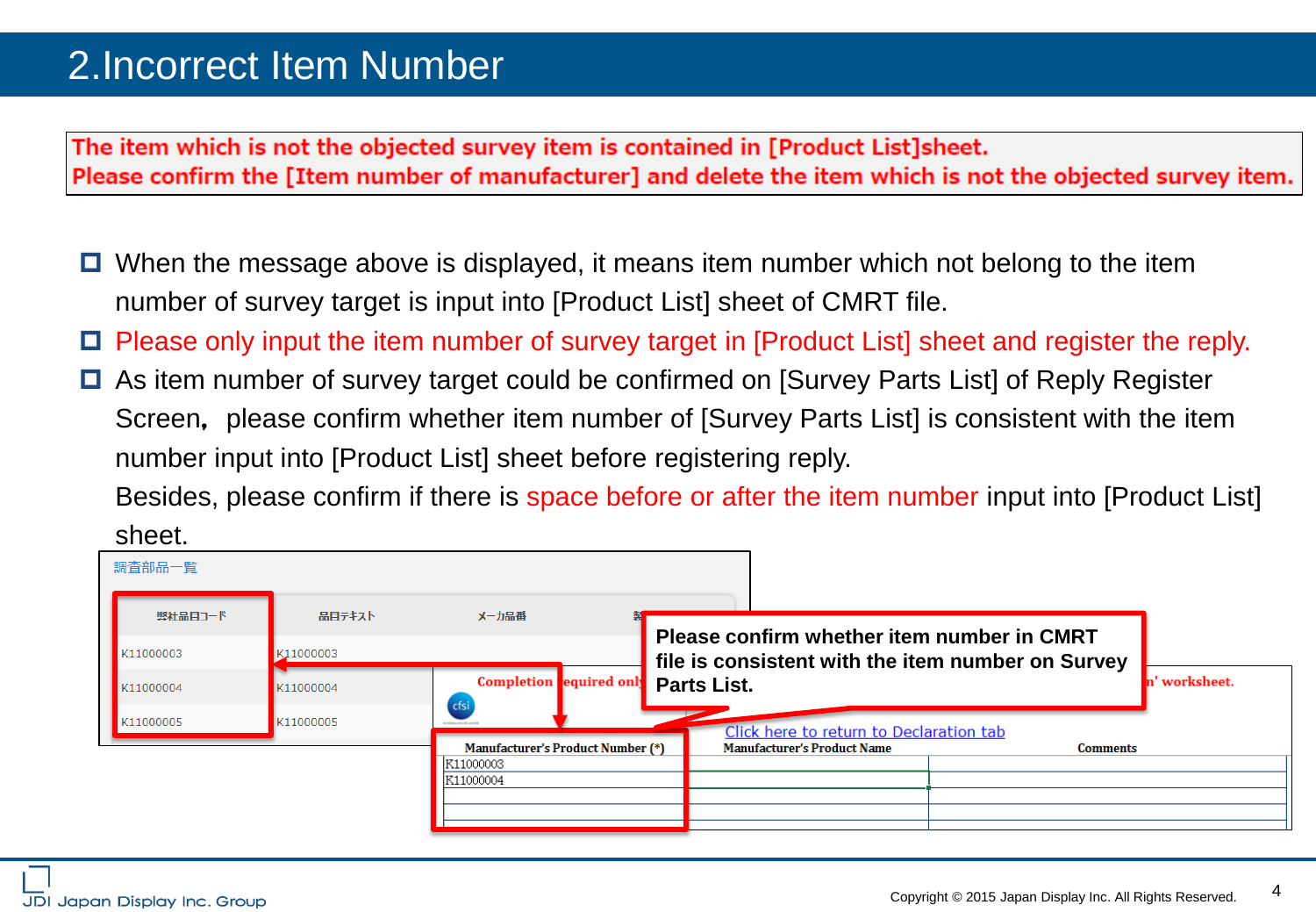# 2.Incorrect Item Number

**The item which is not the objected survey item is contained in [Product List]sheet.**
**Please confirm the [Item number of manufacturer] and delete the item which is not the objected survey item.**

- When the message above is displayed, it means item number which not belong to the item number of survey target is input into [Product List] sheet of CMRT file.
- Please only input the item number of survey target in [Product List] sheet and register the reply.
- As item number of survey target could be confirmed on [Survey Parts List] of Reply Register Screen, please confirm whether item number of [Survey Parts List] is consistent with the item number input into [Product List] sheet before registering reply.
  Besides, please confirm if there is space before or after the item number input into [Product List] sheet.

調査部品一覧

| 弊社品目コード | 品目テキスト | メーカ品番 |
|---|---|---|
| K11000003 | K11000003 | |
| K11000004 | K11000004 | |
| K11000005 | K11000005 | |

**Please confirm whether item number in CMRT file is consistent with the item number on Survey Parts List.**

Completion required only ... ' worksheet.

Click here to return to Declaration tab

| Manufacturer's Product Number (*) | Manufacturer's Product Name | Comments |
|---|---|---|
| K11000003 | | |
| K11000004 | | |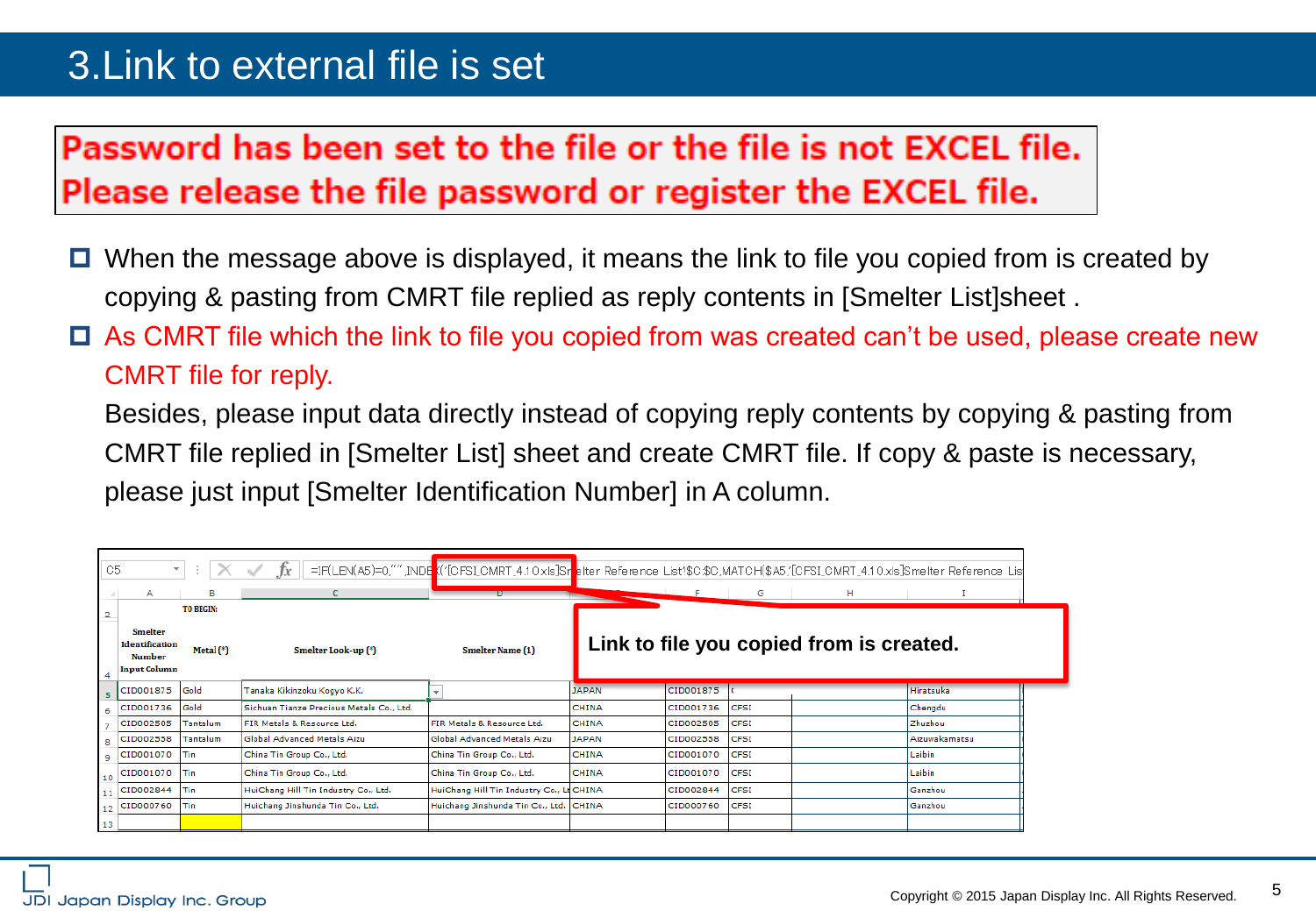# 3.Link to external file is set

**Password has been set to the file or the file is not EXCEL file.**
**Please release the file password or register the EXCEL file.**

- When the message above is displayed, it means the link to file you copied from is created by copying & pasting from CMRT file replied as reply contents in [Smelter List]sheet .
- As CMRT file which the link to file you copied from was created can't be used, please create new CMRT file for reply.

  Besides, please input data directly instead of copying reply contents by copying & pasting from CMRT file replied in [Smelter List] sheet and create CMRT file. If copy & paste is necessary, please just input [Smelter Identification Number] in A column.

C5 =IF(LEN(A5)=0,"",INDEX('[CFSI_CMRT_4.10.xls]Smelter Reference List'!$C:$C,MATCH($A5,'[CFSI_CMRT_4.10.xls]Smelter Reference Lis

**Link to file you copied from is created.**

| Smelter Identification Number Input Column | Metal (*) | Smelter Look-up (*) | Smelter Name (1) | E | F | G | H | I |
|---|---|---|---|---|---|---|---|---|
| CID001875 | Gold | Tanaka Kikinzoku Kogyo K.K. | | JAPAN | CID001875 | ( | | Hiratsuka |
| CID001736 | Gold | Sichuan Tianze Precious Metals Co., Ltd. | | CHINA | CID001736 | CFSI | | Chengdu |
| CID002505 | Tantalum | FIR Metals & Resource Ltd. | FIR Metals & Resource Ltd. | CHINA | CID002505 | CFSI | | Zhuzhou |
| CID002558 | Tantalum | Global Advanced Metals Aizu | Global Advanced Metals Aizu | JAPAN | CID002558 | CFSI | | Aizuwakamatsu |
| CID001070 | Tin | China Tin Group Co., Ltd. | China Tin Group Co., Ltd. | CHINA | CID001070 | CFSI | | Laibin |
| CID001070 | Tin | China Tin Group Co., Ltd. | China Tin Group Co., Ltd. | CHINA | CID001070 | CFSI | | Laibin |
| CID002844 | Tin | HuiChang Hill Tin Industry Co., Ltd. | HuiChang Hill Tin Industry Co., Lt | CHINA | CID002844 | CFSI | | Ganzhou |
| CID000760 | Tin | Huichang Jinshunda Tin Co., Ltd. | Huichang Jinshunda Tin Co., Ltd. | CHINA | CID000760 | CFSI | | Ganzhou |

Copyright © 2015 Japan Display Inc. All Rights Reserved.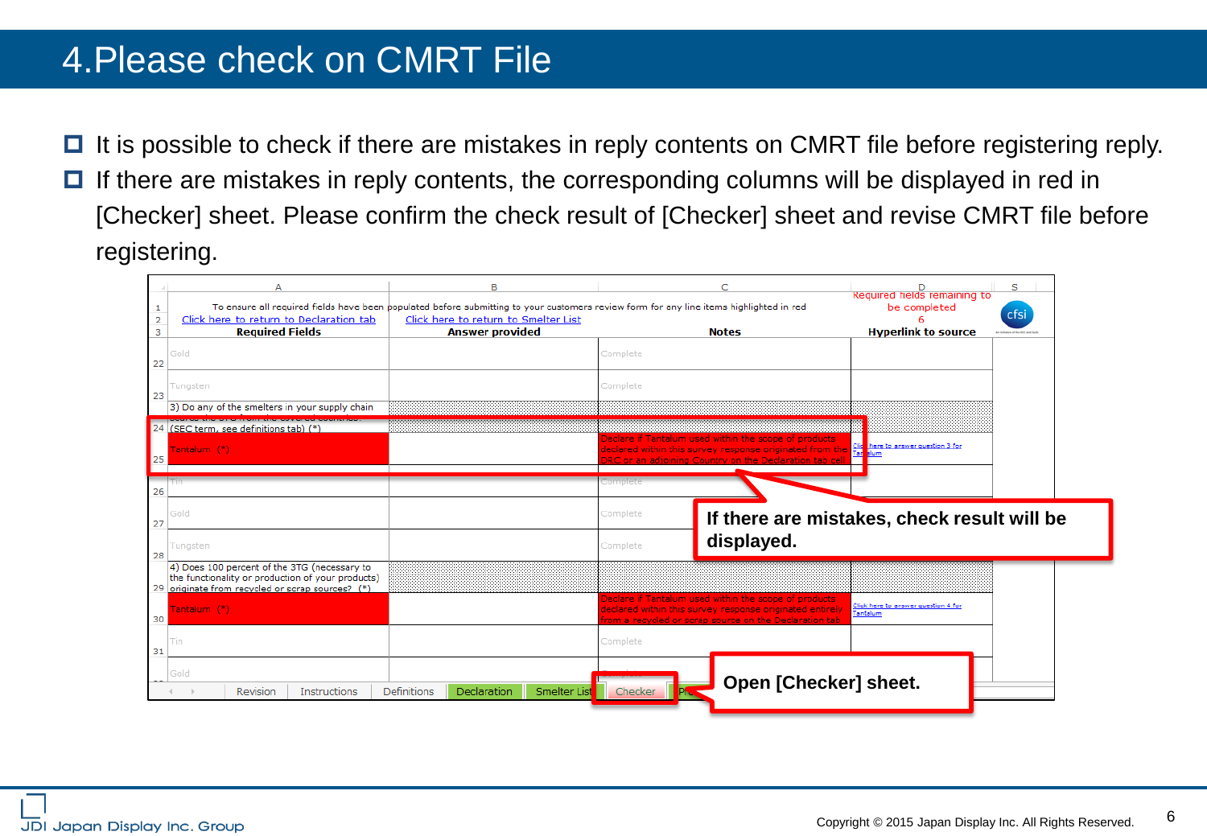# 4.Please check on CMRT File

- It is possible to check if there are mistakes in reply contents on CMRT file before registering reply.
- If there are mistakes in reply contents, the corresponding columns will be displayed in red in [Checker] sheet. Please confirm the check result of [Checker] sheet and revise CMRT file before registering.

If there are mistakes, check result will be displayed.

Open [Checker] sheet.

Copyright © 2015 Japan Display Inc. All Rights Reserved.